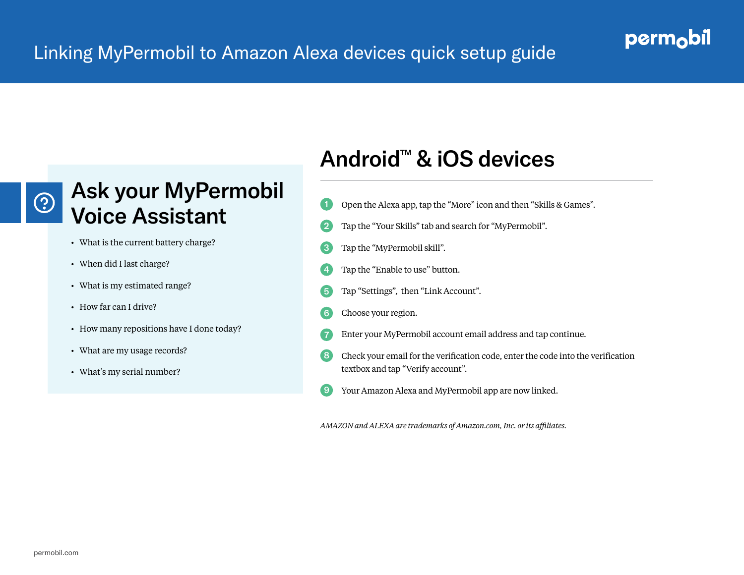# Linking MyPermobil to Amazon Alexa devices quick setup guide

## Ask your MyPermobil Voice Assistant

- What is the current battery charge?
- When did I last charge?
- What is my estimated range?
- How far can I drive?
- How many repositions have I done today?
- What are my usage records?
- What's my serial number?

## Android™ & iOS devices

1. Open the Alexa app, tap the "More" icon and then "Skills & Games".
2. Tap the "Your Skills" tab and search for "MyPermobil".
3. Tap the "MyPermobil skill".
4. Tap the "Enable to use" button.
5. Tap "Settings", then "Link Account".
6. Choose your region.
7. Enter your MyPermobil account email address and tap continue.
8. Check your email for the verification code, enter the code into the verification textbox and tap "Verify account".
9. Your Amazon Alexa and MyPermobil app are now linked.

*AMAZON and ALEXA are trademarks of Amazon.com, Inc. or its affiliates.*

permobil.com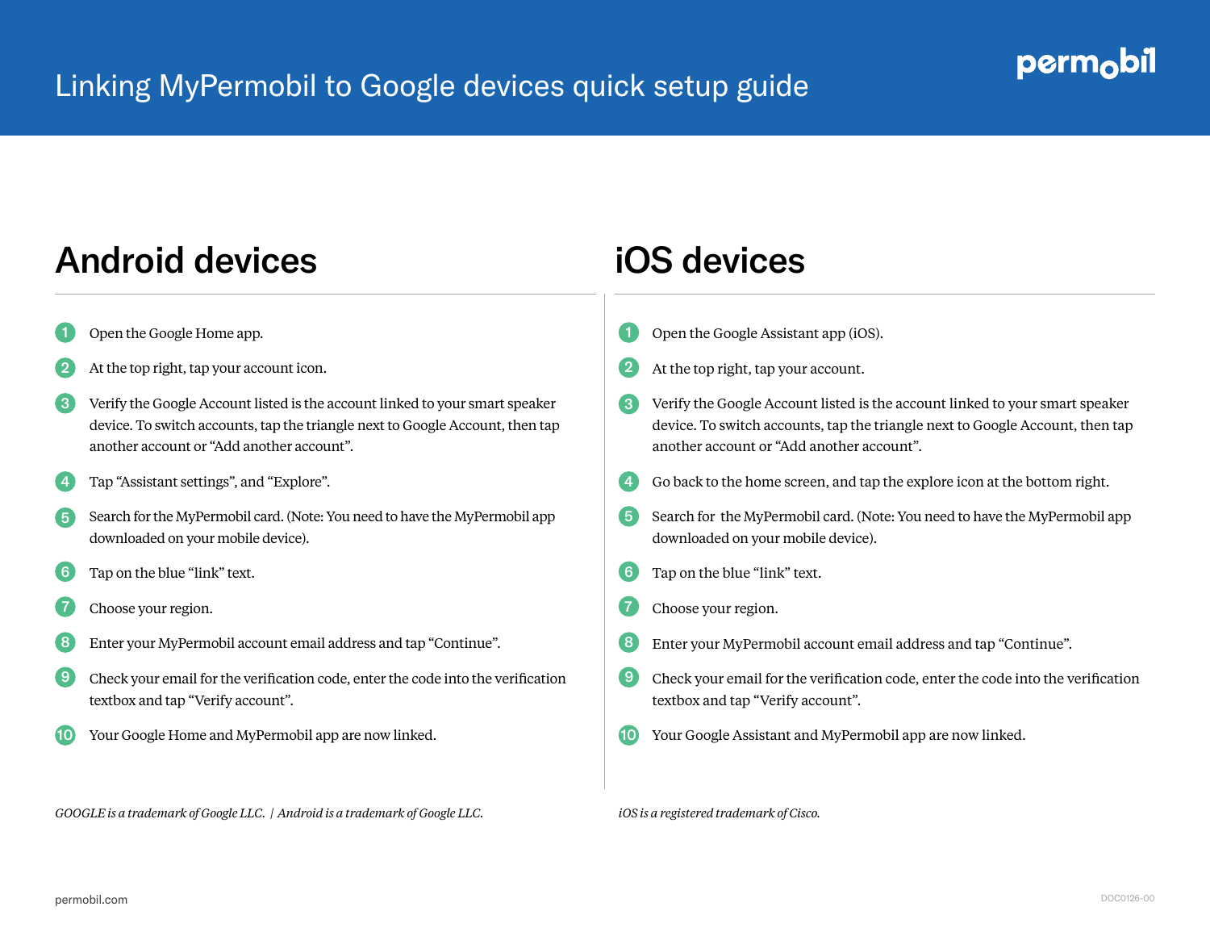# Linking MyPermobil to Google devices quick setup guide

permobil

## Android devices

1. Open the Google Home app.
2. At the top right, tap your account icon.
3. Verify the Google Account listed is the account linked to your smart speaker device. To switch accounts, tap the triangle next to Google Account, then tap another account or "Add another account".
4. Tap "Assistant settings", and "Explore".
5. Search for the MyPermobil card. (Note: You need to have the MyPermobil app downloaded on your mobile device).
6. Tap on the blue "link" text.
7. Choose your region.
8. Enter your MyPermobil account email address and tap "Continue".
9. Check your email for the verification code, enter the code into the verification textbox and tap "Verify account".
10. Your Google Home and MyPermobil app are now linked.

*GOOGLE is a trademark of Google LLC. | Android is a trademark of Google LLC.*

## iOS devices

1. Open the Google Assistant app (iOS).
2. At the top right, tap your account.
3. Verify the Google Account listed is the account linked to your smart speaker device. To switch accounts, tap the triangle next to Google Account, then tap another account or "Add another account".
4. Go back to the home screen, and tap the explore icon at the bottom right.
5. Search for the MyPermobil card. (Note: You need to have the MyPermobil app downloaded on your mobile device).
6. Tap on the blue "link" text.
7. Choose your region.
8. Enter your MyPermobil account email address and tap "Continue".
9. Check your email for the verification code, enter the code into the verification textbox and tap "Verify account".
10. Your Google Assistant and MyPermobil app are now linked.

*iOS is a registered trademark of Cisco.*

permobil.com

DOC0126-00